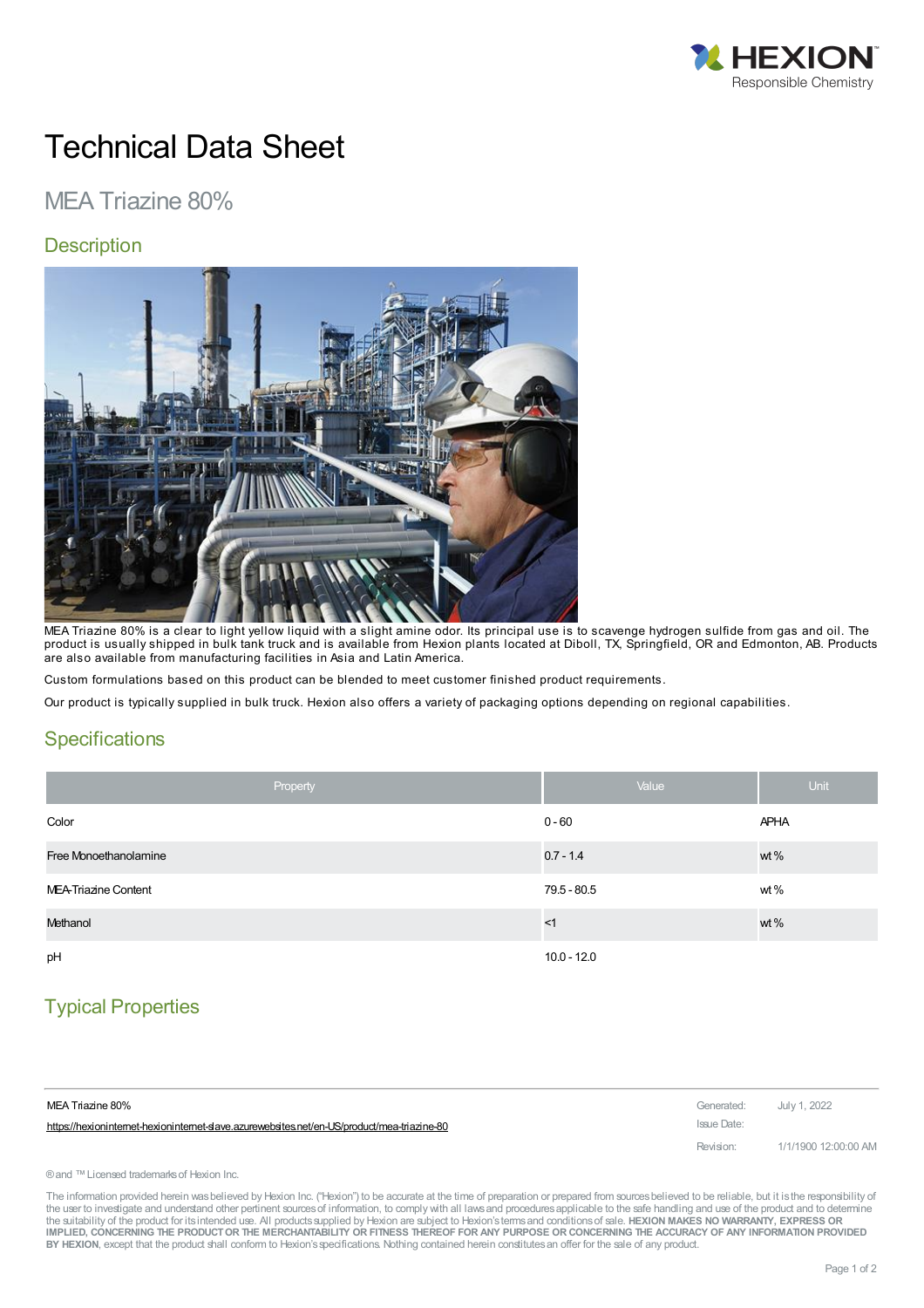# Technical Data Sheet

## MEA Triazine 80%

### Description

MEA Triazine 80% is a clear to light yellow liquid with a slight amine odor. Its principal use is to scavenge hydrogen sulfide from gas and oil. The product is usually shipped in bulk tank truck and is available from Hexion plants located at Diboll, TX, Springfield, OR and Edmonton, AB. Products are also available from manufacturing facilities in Asia and Latin America.

Custom formulations based on this product can be blended to meet customer finished product requirements.

Our product is typically supplied in bulk truck. Hexion also offers a variety of packaging options depending on regional capabilities.

### Specifications

| Property | Value | Unit |
|---|---|---|
| Color | 0 - 60 | APHA |
| Free Monoethanolamine | 0.7 - 1.4 | wt % |
| MEA-Triazine Content | 79.5 - 80.5 | wt % |
| Methanol | <1 | wt % |
| pH | 10.0 - 12.0 | |

### Typical Properties

MEA Triazine 80%
https://hexioninternet-hexioninternet-slave.azurewebsites.net/en-US/product/mea-triazine-80

Generated: July 1, 2022
Issue Date:
Revision: 1/1/1900 12:00:00 AM

® and ™ Licensed trademarks of Hexion Inc.

The information provided herein was believed by Hexion Inc. ("Hexion") to be accurate at the time of preparation or prepared from sources believed to be reliable, but it is the responsibility of the user to investigate and understand other pertinent sources of information, to comply with all laws and procedures applicable to the safe handling and use of the product and to determine the suitability of the product for its intended use. All products supplied by Hexion are subject to Hexion's terms and conditions of sale. **HEXION MAKES NO WARRANTY, EXPRESS OR IMPLIED, CONCERNING THE PRODUCT OR THE MERCHANTABILITY OR FITNESS THEREOF FOR ANY PURPOSE OR CONCERNING THE ACCURACY OF ANY INFORMATION PROVIDED BY HEXION**, except that the product shall conform to Hexion's specifications. Nothing contained herein constitutes an offer for the sale of any product.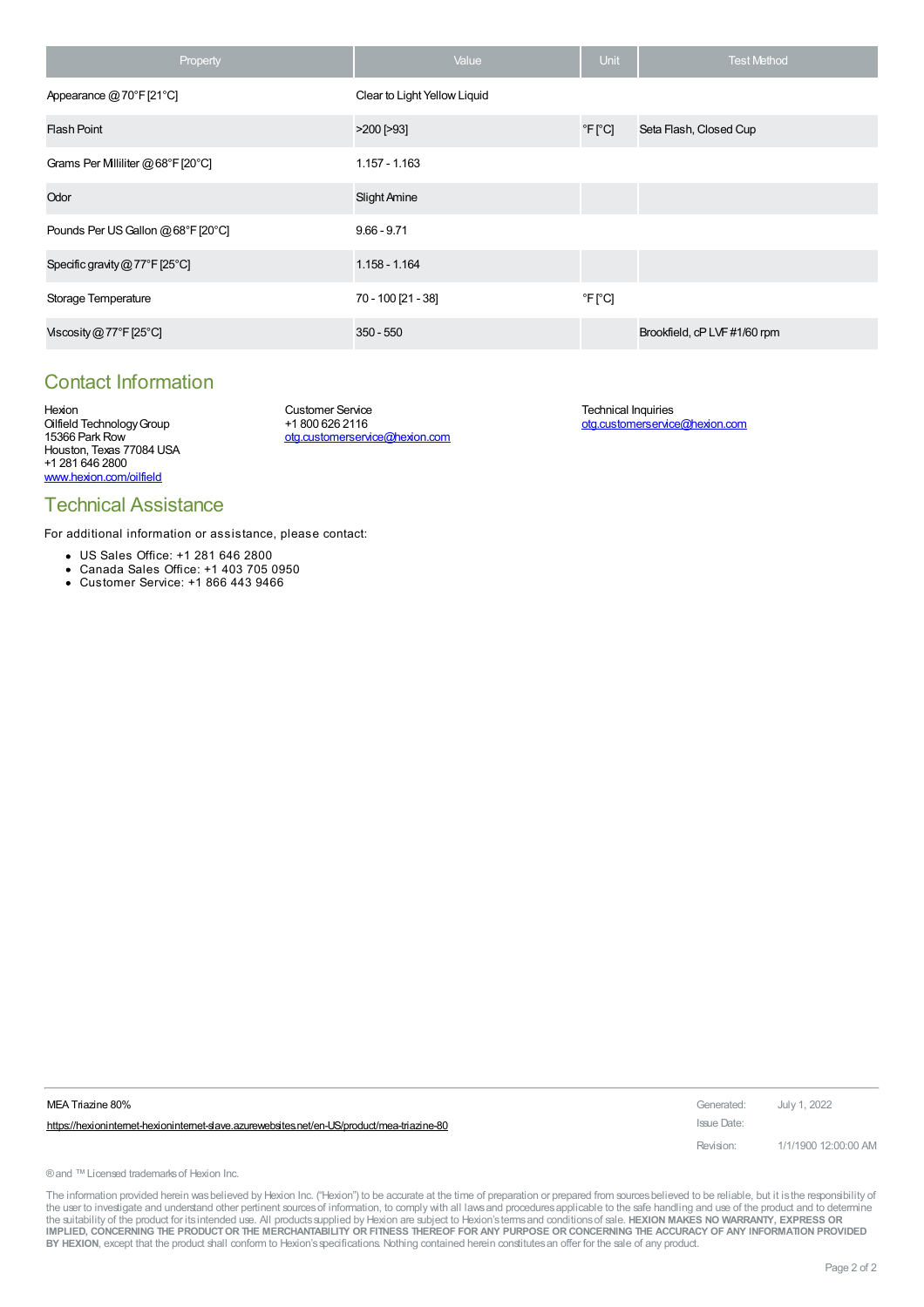| Property | Value | Unit | Test Method |
|---|---|---|---|
| Appearance @ 70°F [21°C] | Clear to Light Yellow Liquid | | |
| Flash Point | >200 [>93] | °F [°C] | Seta Flash, Closed Cup |
| Grams Per Milliliter @ 68°F [20°C] | 1.157 - 1.163 | | |
| Odor | Slight Amine | | |
| Pounds Per US Gallon @ 68°F [20°C] | 9.66 - 9.71 | | |
| Specific gravity @ 77°F [25°C] | 1.158 - 1.164 | | |
| Storage Temperature | 70 - 100 [21 - 38] | °F [°C] | |
| Viscosity @ 77°F [25°C] | 350 - 550 | | Brookfield, cP LVF #1/60 rpm |

## Contact Information

Hexion
Oilfield Technology Group
15366 Park Row
Houston, Texas 77084 USA
+1 281 646 2800
www.hexion.com/oilfield

Customer Service
+1 800 626 2116
otg.customerservice@hexion.com

Technical Inquiries
otg.customerservice@hexion.com

## Technical Assistance

For additional information or assistance, please contact:

- US Sales Office: +1 281 646 2800
- Canada Sales Office: +1 403 705 0950
- Customer Service: +1 866 443 9466

MEA Triazine 80%

https://hexioninternet-hexioninternet-slave.azurewebsites.net/en-US/product/mea-triazine-80

Generated: July 1, 2022
Issue Date:
Revision: 1/1/1900 12:00:00 AM

® and ™ Licensed trademarks of Hexion Inc.

The information provided herein was believed by Hexion Inc. ("Hexion") to be accurate at the time of preparation or prepared from sources believed to be reliable, but it is the responsibility of the user to investigate and understand other pertinent sources of information, to comply with all laws and procedures applicable to the safe handling and use of the product and to determine the suitability of the product for its intended use. All products supplied by Hexion are subject to Hexion's terms and conditions of sale. **HEXION MAKES NO WARRANTY, EXPRESS OR IMPLIED, CONCERNING THE PRODUCT OR THE MERCHANTABILITY OR FITNESS THEREOF FOR ANY PURPOSE OR CONCERNING THE ACCURACY OF ANY INFORMATION PROVIDED BY HEXION**, except that the product shall conform to Hexion's specifications. Nothing contained herein constitutes an offer for the sale of any product.